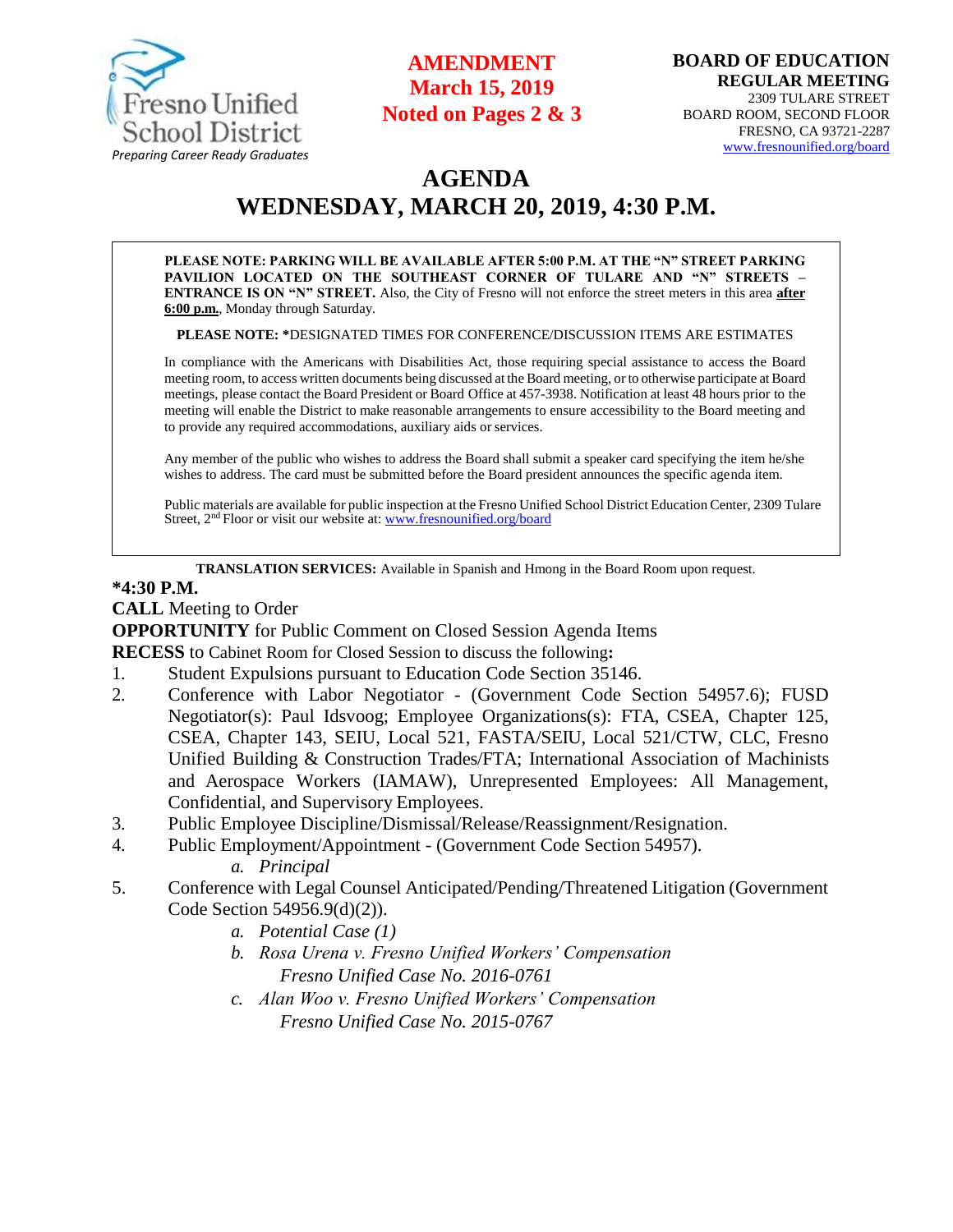Fresno Unified School District
*Preparing Career Ready Graduates*

**AMENDMENT**
**March 15, 2019**
**Noted on Pages 2 & 3**

**BOARD OF EDUCATION**
**REGULAR MEETING**
2309 TULARE STREET
BOARD ROOM, SECOND FLOOR
FRESNO, CA 93721-2287
[www.fresnounified.org/board](http://www.fresnounified.org/board)

# AGENDA
# WEDNESDAY, MARCH 20, 2019, 4:30 P.M.

**PLEASE NOTE: PARKING WILL BE AVAILABLE AFTER 5:00 P.M. AT THE "N" STREET PARKING PAVILION LOCATED ON THE SOUTHEAST CORNER OF TULARE AND "N" STREETS – ENTRANCE IS ON "N" STREET.** Also, the City of Fresno will not enforce the street meters in this area **after 6:00 p.m.**, Monday through Saturday.

**PLEASE NOTE: ***DESIGNATED TIMES FOR CONFERENCE/DISCUSSION ITEMS ARE ESTIMATES

In compliance with the Americans with Disabilities Act, those requiring special assistance to access the Board meeting room, to access written documents being discussed at the Board meeting, or to otherwise participate at Board meetings, please contact the Board President or Board Office at 457-3938. Notification at least 48 hours prior to the meeting will enable the District to make reasonable arrangements to ensure accessibility to the Board meeting and to provide any required accommodations, auxiliary aids or services.

Any member of the public who wishes to address the Board shall submit a speaker card specifying the item he/she wishes to address. The card must be submitted before the Board president announces the specific agenda item.

Public materials are available for public inspection at the Fresno Unified School District Education Center, 2309 Tulare Street, 2nd Floor or visit our website at: [www.fresnounified.org/board](http://www.fresnounified.org/board)

**TRANSLATION SERVICES:** Available in Spanish and Hmong in the Board Room upon request.

**\*4:30 P.M.**
**CALL** Meeting to Order
**OPPORTUNITY** for Public Comment on Closed Session Agenda Items
**RECESS** to Cabinet Room for Closed Session to discuss the following**:**

1. Student Expulsions pursuant to Education Code Section 35146.
2. Conference with Labor Negotiator - (Government Code Section 54957.6); FUSD Negotiator(s): Paul Idsvoog; Employee Organizations(s): FTA, CSEA, Chapter 125, CSEA, Chapter 143, SEIU, Local 521, FASTA/SEIU, Local 521/CTW, CLC, Fresno Unified Building & Construction Trades/FTA; International Association of Machinists and Aerospace Workers (IAMAW), Unrepresented Employees: All Management, Confidential, and Supervisory Employees.
3. Public Employee Discipline/Dismissal/Release/Reassignment/Resignation.
4. Public Employment/Appointment - (Government Code Section 54957).
   a. *Principal*
5. Conference with Legal Counsel Anticipated/Pending/Threatened Litigation (Government Code Section 54956.9(d)(2)).
   a. *Potential Case (1)*
   b. *Rosa Urena v. Fresno Unified Workers' Compensation*
      *Fresno Unified Case No. 2016-0761*
   c. *Alan Woo v. Fresno Unified Workers' Compensation*
      *Fresno Unified Case No. 2015-0767*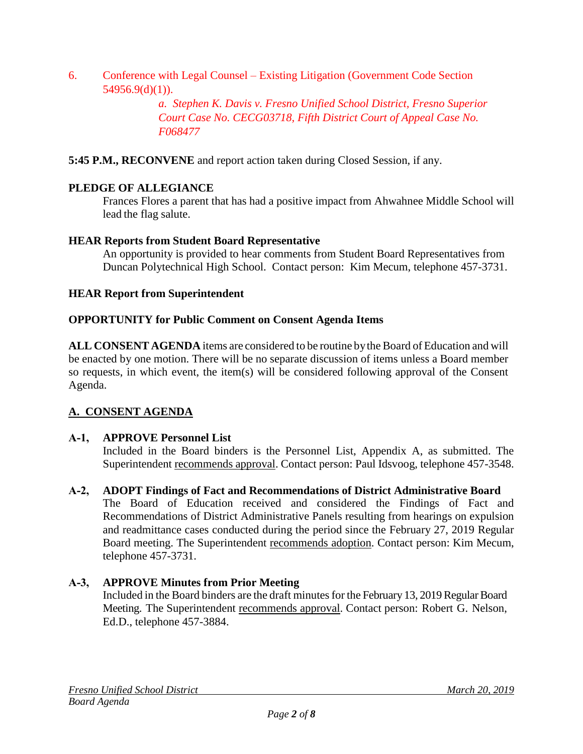6. Conference with Legal Counsel – Existing Litigation (Government Code Section 54956.9(d)(1)).

   *a. Stephen K. Davis v. Fresno Unified School District, Fresno Superior Court Case No. CECG03718, Fifth District Court of Appeal Case No. F068477*

**5:45 P.M., RECONVENE** and report action taken during Closed Session, if any.

**PLEDGE OF ALLEGIANCE**

Frances Flores a parent that has had a positive impact from Ahwahnee Middle School will lead the flag salute.

**HEAR Reports from Student Board Representative**

An opportunity is provided to hear comments from Student Board Representatives from Duncan Polytechnical High School. Contact person: Kim Mecum, telephone 457-3731.

**HEAR Report from Superintendent**

**OPPORTUNITY for Public Comment on Consent Agenda Items**

**ALL CONSENT AGENDA** items are considered to be routine by the Board of Education and will be enacted by one motion. There will be no separate discussion of items unless a Board member so requests, in which event, the item(s) will be considered following approval of the Consent Agenda.

## A. CONSENT AGENDA

**A-1, APPROVE Personnel List**

Included in the Board binders is the Personnel List, Appendix A, as submitted. The Superintendent recommends approval. Contact person: Paul Idsvoog, telephone 457-3548.

**A-2, ADOPT Findings of Fact and Recommendations of District Administrative Board**

The Board of Education received and considered the Findings of Fact and Recommendations of District Administrative Panels resulting from hearings on expulsion and readmittance cases conducted during the period since the February 27, 2019 Regular Board meeting. The Superintendent recommends adoption. Contact person: Kim Mecum, telephone 457-3731.

**A-3, APPROVE Minutes from Prior Meeting**

Included in the Board binders are the draft minutes for the February 13, 2019 Regular Board Meeting. The Superintendent recommends approval. Contact person: Robert G. Nelson, Ed.D., telephone 457-3884.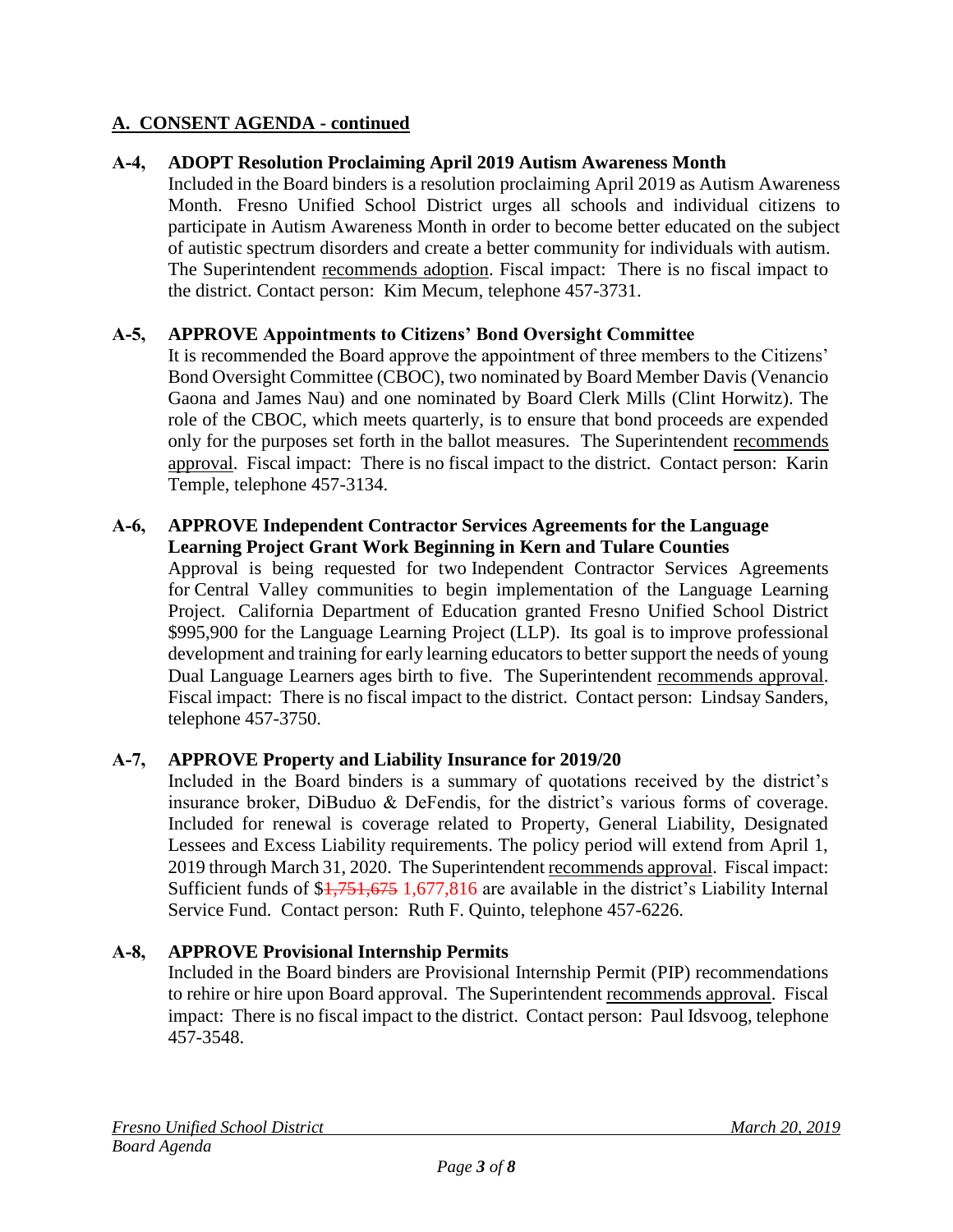## A. CONSENT AGENDA - continued

**A-4, ADOPT Resolution Proclaiming April 2019 Autism Awareness Month**

Included in the Board binders is a resolution proclaiming April 2019 as Autism Awareness Month. Fresno Unified School District urges all schools and individual citizens to participate in Autism Awareness Month in order to become better educated on the subject of autistic spectrum disorders and create a better community for individuals with autism. The Superintendent recommends adoption. Fiscal impact: There is no fiscal impact to the district. Contact person: Kim Mecum, telephone 457-3731.

**A-5, APPROVE Appointments to Citizens' Bond Oversight Committee**

It is recommended the Board approve the appointment of three members to the Citizens' Bond Oversight Committee (CBOC), two nominated by Board Member Davis (Venancio Gaona and James Nau) and one nominated by Board Clerk Mills (Clint Horwitz). The role of the CBOC, which meets quarterly, is to ensure that bond proceeds are expended only for the purposes set forth in the ballot measures. The Superintendent recommends approval. Fiscal impact: There is no fiscal impact to the district. Contact person: Karin Temple, telephone 457-3134.

**A-6, APPROVE Independent Contractor Services Agreements for the Language Learning Project Grant Work Beginning in Kern and Tulare Counties**

Approval is being requested for two Independent Contractor Services Agreements for Central Valley communities to begin implementation of the Language Learning Project. California Department of Education granted Fresno Unified School District $995,900 for the Language Learning Project (LLP). Its goal is to improve professional development and training for early learning educators to better support the needs of young Dual Language Learners ages birth to five. The Superintendent recommends approval. Fiscal impact: There is no fiscal impact to the district. Contact person: Lindsay Sanders, telephone 457-3750.

**A-7, APPROVE Property and Liability Insurance for 2019/20**

Included in the Board binders is a summary of quotations received by the district's insurance broker, DiBuduo & DeFendis, for the district's various forms of coverage. Included for renewal is coverage related to Property, General Liability, Designated Lessees and Excess Liability requirements. The policy period will extend from April 1, 2019 through March 31, 2020. The Superintendent recommends approval. Fiscal impact: Sufficient funds of $~~1,751,675~~ 1,677,816 are available in the district's Liability Internal Service Fund. Contact person: Ruth F. Quinto, telephone 457-6226.

**A-8, APPROVE Provisional Internship Permits**

Included in the Board binders are Provisional Internship Permit (PIP) recommendations to rehire or hire upon Board approval. The Superintendent recommends approval. Fiscal impact: There is no fiscal impact to the district. Contact person: Paul Idsvoog, telephone 457-3548.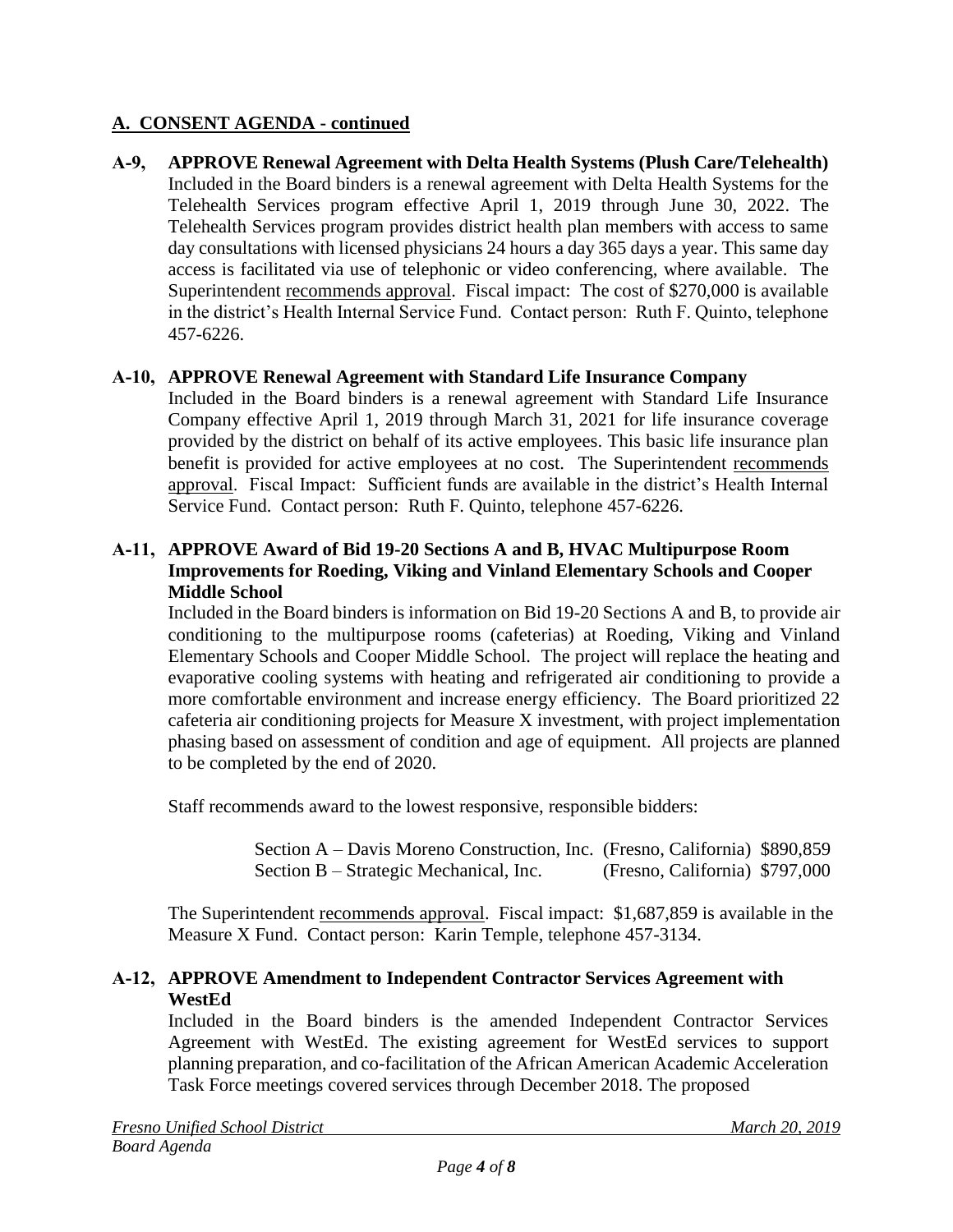## A. CONSENT AGENDA - continued

**A-9, APPROVE Renewal Agreement with Delta Health Systems (Plush Care/Telehealth)**
Included in the Board binders is a renewal agreement with Delta Health Systems for the Telehealth Services program effective April 1, 2019 through June 30, 2022. The Telehealth Services program provides district health plan members with access to same day consultations with licensed physicians 24 hours a day 365 days a year. This same day access is facilitated via use of telephonic or video conferencing, where available. The Superintendent recommends approval. Fiscal impact: The cost of $270,000 is available in the district's Health Internal Service Fund. Contact person: Ruth F. Quinto, telephone 457-6226.

**A-10, APPROVE Renewal Agreement with Standard Life Insurance Company**
Included in the Board binders is a renewal agreement with Standard Life Insurance Company effective April 1, 2019 through March 31, 2021 for life insurance coverage provided by the district on behalf of its active employees. This basic life insurance plan benefit is provided for active employees at no cost. The Superintendent recommends approval. Fiscal Impact: Sufficient funds are available in the district's Health Internal Service Fund. Contact person: Ruth F. Quinto, telephone 457-6226.

**A-11, APPROVE Award of Bid 19-20 Sections A and B, HVAC Multipurpose Room Improvements for Roeding, Viking and Vinland Elementary Schools and Cooper Middle School**
Included in the Board binders is information on Bid 19-20 Sections A and B, to provide air conditioning to the multipurpose rooms (cafeterias) at Roeding, Viking and Vinland Elementary Schools and Cooper Middle School. The project will replace the heating and evaporative cooling systems with heating and refrigerated air conditioning to provide a more comfortable environment and increase energy efficiency. The Board prioritized 22 cafeteria air conditioning projects for Measure X investment, with project implementation phasing based on assessment of condition and age of equipment. All projects are planned to be completed by the end of 2020.

Staff recommends award to the lowest responsive, responsible bidders:

Section A – Davis Moreno Construction, Inc. (Fresno, California) $890,859
Section B – Strategic Mechanical, Inc. (Fresno, California) $797,000

The Superintendent recommends approval. Fiscal impact: $1,687,859 is available in the Measure X Fund. Contact person: Karin Temple, telephone 457-3134.

**A-12, APPROVE Amendment to Independent Contractor Services Agreement with WestEd**
Included in the Board binders is the amended Independent Contractor Services Agreement with WestEd. The existing agreement for WestEd services to support planning preparation, and co-facilitation of the African American Academic Acceleration Task Force meetings covered services through December 2018. The proposed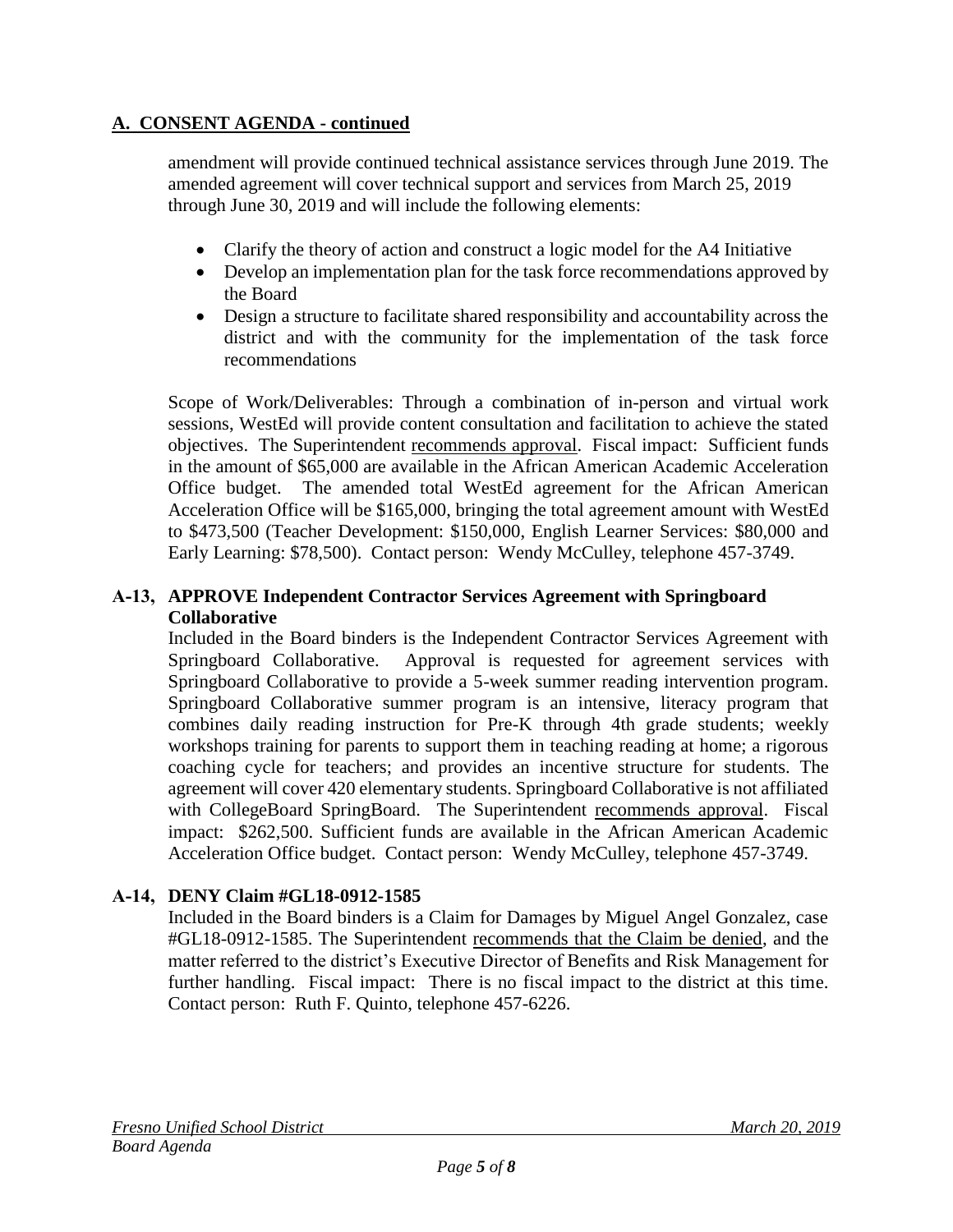## A. CONSENT AGENDA - continued

amendment will provide continued technical assistance services through June 2019. The amended agreement will cover technical support and services from March 25, 2019 through June 30, 2019 and will include the following elements:

- Clarify the theory of action and construct a logic model for the A4 Initiative
- Develop an implementation plan for the task force recommendations approved by the Board
- Design a structure to facilitate shared responsibility and accountability across the district and with the community for the implementation of the task force recommendations

Scope of Work/Deliverables: Through a combination of in-person and virtual work sessions, WestEd will provide content consultation and facilitation to achieve the stated objectives. The Superintendent recommends approval. Fiscal impact: Sufficient funds in the amount of $65,000 are available in the African American Academic Acceleration Office budget. The amended total WestEd agreement for the African American Acceleration Office will be $165,000, bringing the total agreement amount with WestEd to $473,500 (Teacher Development: $150,000, English Learner Services: $80,000 and Early Learning: $78,500). Contact person: Wendy McCulley, telephone 457-3749.

**A-13, APPROVE Independent Contractor Services Agreement with Springboard Collaborative**

Included in the Board binders is the Independent Contractor Services Agreement with Springboard Collaborative. Approval is requested for agreement services with Springboard Collaborative to provide a 5-week summer reading intervention program. Springboard Collaborative summer program is an intensive, literacy program that combines daily reading instruction for Pre-K through 4th grade students; weekly workshops training for parents to support them in teaching reading at home; a rigorous coaching cycle for teachers; and provides an incentive structure for students. The agreement will cover 420 elementary students. Springboard Collaborative is not affiliated with CollegeBoard SpringBoard. The Superintendent recommends approval. Fiscal impact: $262,500. Sufficient funds are available in the African American Academic Acceleration Office budget. Contact person: Wendy McCulley, telephone 457-3749.

**A-14, DENY Claim #GL18-0912-1585**

Included in the Board binders is a Claim for Damages by Miguel Angel Gonzalez, case #GL18-0912-1585. The Superintendent recommends that the Claim be denied, and the matter referred to the district's Executive Director of Benefits and Risk Management for further handling. Fiscal impact: There is no fiscal impact to the district at this time. Contact person: Ruth F. Quinto, telephone 457-6226.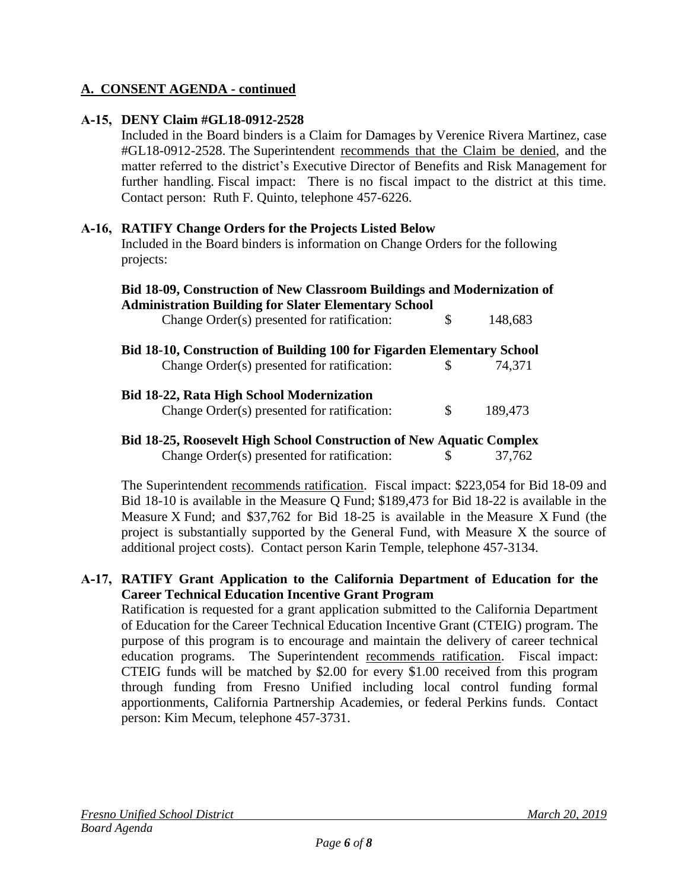## A. CONSENT AGENDA - continued

**A-15, DENY Claim #GL18-0912-2528**

Included in the Board binders is a Claim for Damages by Verenice Rivera Martinez, case #GL18-0912-2528. The Superintendent recommends that the Claim be denied, and the matter referred to the district's Executive Director of Benefits and Risk Management for further handling. Fiscal impact: There is no fiscal impact to the district at this time. Contact person: Ruth F. Quinto, telephone 457-6226.

**A-16, RATIFY Change Orders for the Projects Listed Below**

Included in the Board binders is information on Change Orders for the following projects:

**Bid 18-09, Construction of New Classroom Buildings and Modernization of Administration Building for Slater Elementary School**

Change Order(s) presented for ratification: $ 148,683

**Bid 18-10, Construction of Building 100 for Figarden Elementary School**

Change Order(s) presented for ratification: $ 74,371

**Bid 18-22, Rata High School Modernization**

Change Order(s) presented for ratification: $ 189,473

**Bid 18-25, Roosevelt High School Construction of New Aquatic Complex**

Change Order(s) presented for ratification: $ 37,762

The Superintendent recommends ratification. Fiscal impact: $223,054 for Bid 18-09 and Bid 18-10 is available in the Measure Q Fund; $189,473 for Bid 18-22 is available in the Measure X Fund; and $37,762 for Bid 18-25 is available in the Measure X Fund (the project is substantially supported by the General Fund, with Measure X the source of additional project costs). Contact person Karin Temple, telephone 457-3134.

**A-17, RATIFY Grant Application to the California Department of Education for the Career Technical Education Incentive Grant Program**

Ratification is requested for a grant application submitted to the California Department of Education for the Career Technical Education Incentive Grant (CTEIG) program. The purpose of this program is to encourage and maintain the delivery of career technical education programs. The Superintendent recommends ratification. Fiscal impact: CTEIG funds will be matched by $2.00 for every $1.00 received from this program through funding from Fresno Unified including local control funding formal apportionments, California Partnership Academies, or federal Perkins funds. Contact person: Kim Mecum, telephone 457-3731.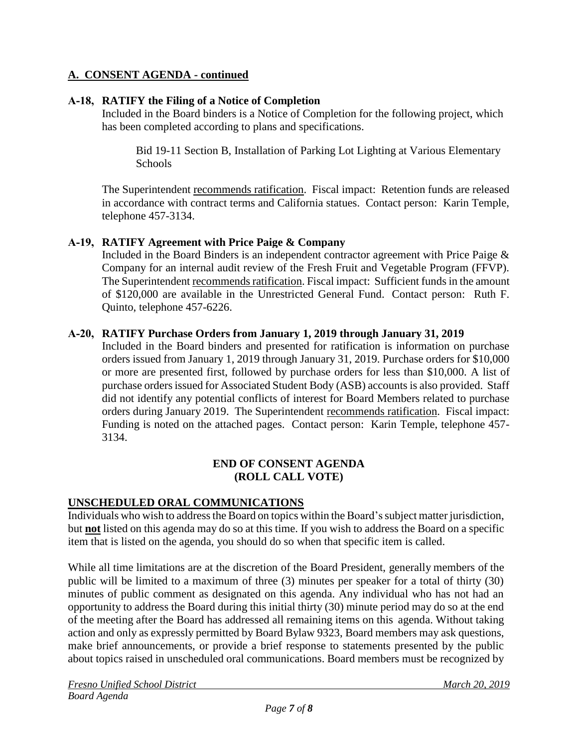## A. CONSENT AGENDA - continued

**A-18, RATIFY the Filing of a Notice of Completion**

Included in the Board binders is a Notice of Completion for the following project, which has been completed according to plans and specifications.

> Bid 19-11 Section B, Installation of Parking Lot Lighting at Various Elementary Schools

The Superintendent recommends ratification. Fiscal impact: Retention funds are released in accordance with contract terms and California statues. Contact person: Karin Temple, telephone 457-3134.

**A-19, RATIFY Agreement with Price Paige & Company**

Included in the Board Binders is an independent contractor agreement with Price Paige & Company for an internal audit review of the Fresh Fruit and Vegetable Program (FFVP). The Superintendent recommends ratification. Fiscal impact: Sufficient funds in the amount of $120,000 are available in the Unrestricted General Fund. Contact person: Ruth F. Quinto, telephone 457-6226.

**A-20, RATIFY Purchase Orders from January 1, 2019 through January 31, 2019**

Included in the Board binders and presented for ratification is information on purchase orders issued from January 1, 2019 through January 31, 2019. Purchase orders for $10,000 or more are presented first, followed by purchase orders for less than $10,000. A list of purchase orders issued for Associated Student Body (ASB) accounts is also provided. Staff did not identify any potential conflicts of interest for Board Members related to purchase orders during January 2019. The Superintendent recommends ratification. Fiscal impact: Funding is noted on the attached pages. Contact person: Karin Temple, telephone 457-3134.

**END OF CONSENT AGENDA**
**(ROLL CALL VOTE)**

## UNSCHEDULED ORAL COMMUNICATIONS

Individuals who wish to address the Board on topics within the Board's subject matter jurisdiction, but **not** listed on this agenda may do so at this time. If you wish to address the Board on a specific item that is listed on the agenda, you should do so when that specific item is called.

While all time limitations are at the discretion of the Board President, generally members of the public will be limited to a maximum of three (3) minutes per speaker for a total of thirty (30) minutes of public comment as designated on this agenda. Any individual who has not had an opportunity to address the Board during this initial thirty (30) minute period may do so at the end of the meeting after the Board has addressed all remaining items on this agenda. Without taking action and only as expressly permitted by Board Bylaw 9323, Board members may ask questions, make brief announcements, or provide a brief response to statements presented by the public about topics raised in unscheduled oral communications. Board members must be recognized by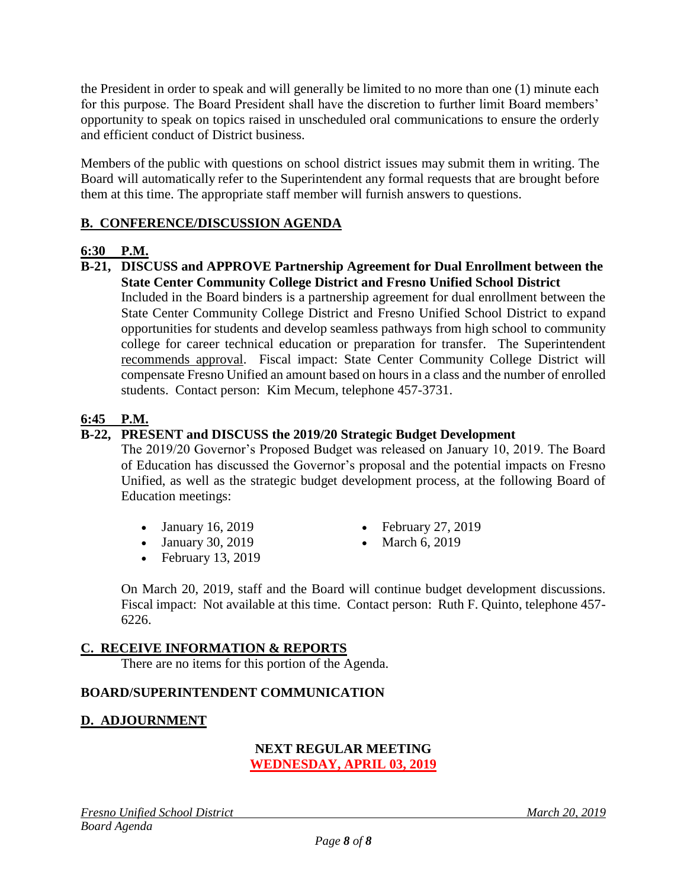the President in order to speak and will generally be limited to no more than one (1) minute each for this purpose. The Board President shall have the discretion to further limit Board members' opportunity to speak on topics raised in unscheduled oral communications to ensure the orderly and efficient conduct of District business.

Members of the public with questions on school district issues may submit them in writing. The Board will automatically refer to the Superintendent any formal requests that are brought before them at this time. The appropriate staff member will furnish answers to questions.

## B. CONFERENCE/DISCUSSION AGENDA

**6:30 P.M.**

**B-21, DISCUSS and APPROVE Partnership Agreement for Dual Enrollment between the State Center Community College District and Fresno Unified School District**

Included in the Board binders is a partnership agreement for dual enrollment between the State Center Community College District and Fresno Unified School District to expand opportunities for students and develop seamless pathways from high school to community college for career technical education or preparation for transfer. The Superintendent recommends approval. Fiscal impact: State Center Community College District will compensate Fresno Unified an amount based on hours in a class and the number of enrolled students. Contact person: Kim Mecum, telephone 457-3731.

**6:45 P.M.**

**B-22, PRESENT and DISCUSS the 2019/20 Strategic Budget Development**

The 2019/20 Governor's Proposed Budget was released on January 10, 2019. The Board of Education has discussed the Governor's proposal and the potential impacts on Fresno Unified, as well as the strategic budget development process, at the following Board of Education meetings:

- January 16, 2019
- January 30, 2019
- February 13, 2019
- February 27, 2019
- March 6, 2019

On March 20, 2019, staff and the Board will continue budget development discussions. Fiscal impact: Not available at this time. Contact person: Ruth F. Quinto, telephone 457-6226.

## C. RECEIVE INFORMATION & REPORTS

There are no items for this portion of the Agenda.

## BOARD/SUPERINTENDENT COMMUNICATION

## D. ADJOURNMENT

**NEXT REGULAR MEETING**
**WEDNESDAY, APRIL 03, 2019**